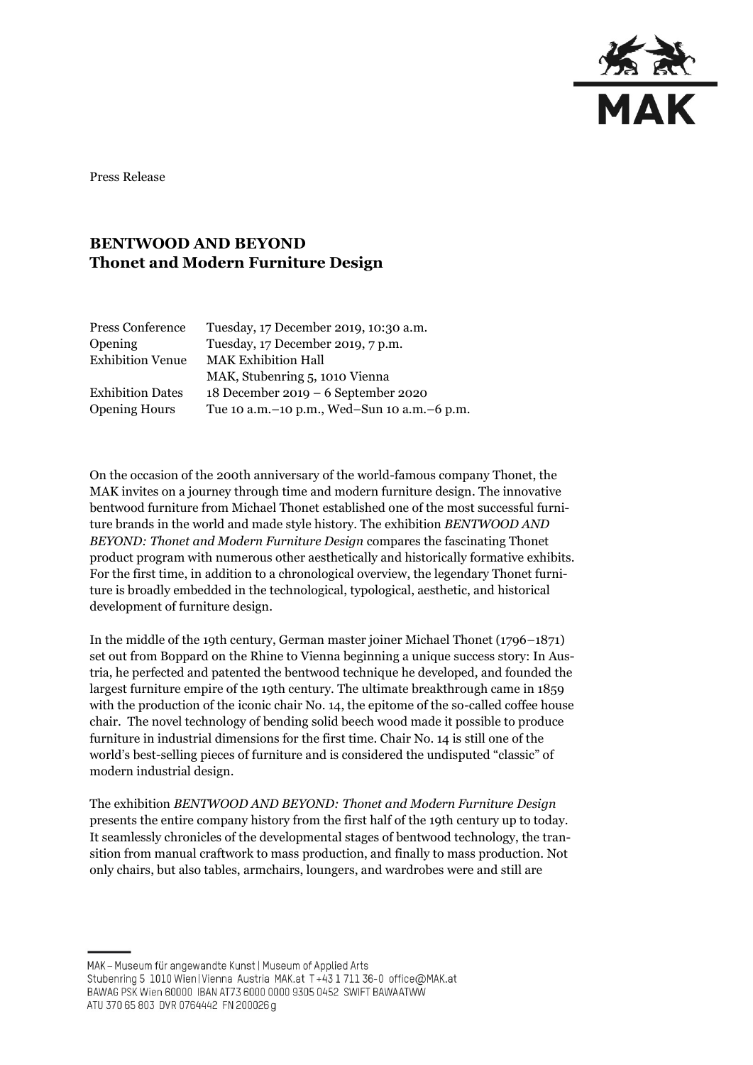Press Release

# BENTWOOD AND BEYOND
## Thonet and Modern Furniture Design

| | |
|---|---|
| Press Conference | Tuesday, 17 December 2019, 10:30 a.m. |
| Opening | Tuesday, 17 December 2019, 7 p.m. |
| Exhibition Venue | MAK Exhibition Hall<br>MAK, Stubenring 5, 1010 Vienna |
| Exhibition Dates | 18 December 2019 – 6 September 2020 |
| Opening Hours | Tue 10 a.m.–10 p.m., Wed–Sun 10 a.m.–6 p.m. |

On the occasion of the 200th anniversary of the world-famous company Thonet, the MAK invites on a journey through time and modern furniture design. The innovative bentwood furniture from Michael Thonet established one of the most successful furniture brands in the world and made style history. The exhibition *BENTWOOD AND BEYOND: Thonet and Modern Furniture Design* compares the fascinating Thonet product program with numerous other aesthetically and historically formative exhibits. For the first time, in addition to a chronological overview, the legendary Thonet furniture is broadly embedded in the technological, typological, aesthetic, and historical development of furniture design.

In the middle of the 19th century, German master joiner Michael Thonet (1796–1871) set out from Boppard on the Rhine to Vienna beginning a unique success story: In Austria, he perfected and patented the bentwood technique he developed, and founded the largest furniture empire of the 19th century. The ultimate breakthrough came in 1859 with the production of the iconic chair No. 14, the epitome of the so-called coffee house chair. The novel technology of bending solid beech wood made it possible to produce furniture in industrial dimensions for the first time. Chair No. 14 is still one of the world's best-selling pieces of furniture and is considered the undisputed "classic" of modern industrial design.

The exhibition *BENTWOOD AND BEYOND: Thonet and Modern Furniture Design* presents the entire company history from the first half of the 19th century up to today. It seamlessly chronicles of the developmental stages of bentwood technology, the transition from manual craftwork to mass production, and finally to mass production. Not only chairs, but also tables, armchairs, loungers, and wardrobes were and still are

MAK – Museum für angewandte Kunst | Museum of Applied Arts
Stubenring 5 1010 Wien | Vienna Austria MAK.at T +43 1 711 36-0 office@MAK.at
BAWAG PSK Wien 60000 IBAN AT73 6000 0000 9305 0452 SWIFT BAWAATWW
ATU 370 65 803 DVR 0764442 FN 200026 g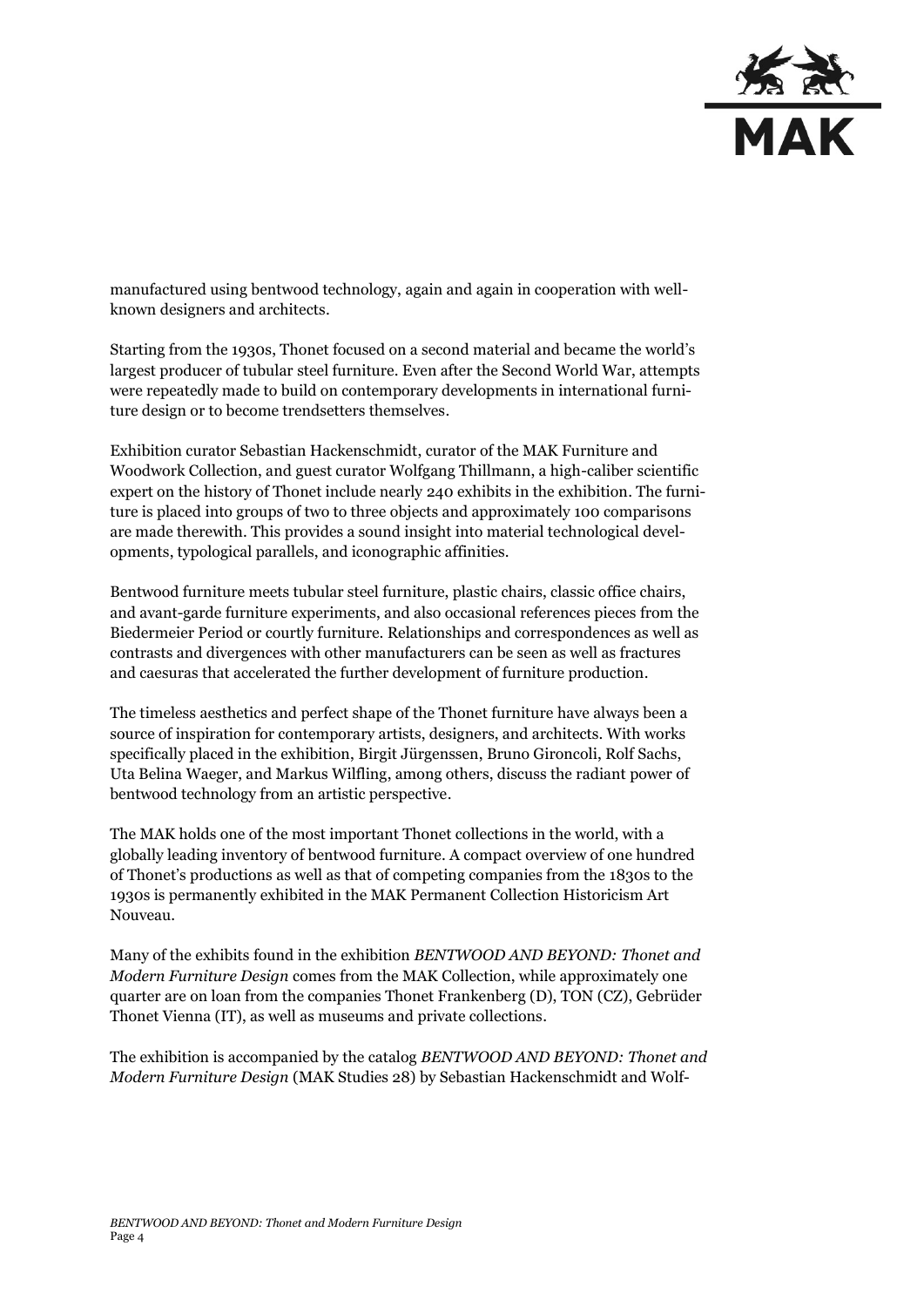manufactured using bentwood technology, again and again in cooperation with well-known designers and architects.

Starting from the 1930s, Thonet focused on a second material and became the world's largest producer of tubular steel furniture. Even after the Second World War, attempts were repeatedly made to build on contemporary developments in international furniture design or to become trendsetters themselves.

Exhibition curator Sebastian Hackenschmidt, curator of the MAK Furniture and Woodwork Collection, and guest curator Wolfgang Thillmann, a high-caliber scientific expert on the history of Thonet include nearly 240 exhibits in the exhibition. The furniture is placed into groups of two to three objects and approximately 100 comparisons are made therewith. This provides a sound insight into material technological developments, typological parallels, and iconographic affinities.

Bentwood furniture meets tubular steel furniture, plastic chairs, classic office chairs, and avant-garde furniture experiments, and also occasional references pieces from the Biedermeier Period or courtly furniture. Relationships and correspondences as well as contrasts and divergences with other manufacturers can be seen as well as fractures and caesuras that accelerated the further development of furniture production.

The timeless aesthetics and perfect shape of the Thonet furniture have always been a source of inspiration for contemporary artists, designers, and architects. With works specifically placed in the exhibition, Birgit Jürgenssen, Bruno Gironcoli, Rolf Sachs, Uta Belina Waeger, and Markus Wilfling, among others, discuss the radiant power of bentwood technology from an artistic perspective.

The MAK holds one of the most important Thonet collections in the world, with a globally leading inventory of bentwood furniture. A compact overview of one hundred of Thonet's productions as well as that of competing companies from the 1830s to the 1930s is permanently exhibited in the MAK Permanent Collection Historicism Art Nouveau.

Many of the exhibits found in the exhibition *BENTWOOD AND BEYOND: Thonet and Modern Furniture Design* comes from the MAK Collection, while approximately one quarter are on loan from the companies Thonet Frankenberg (D), TON (CZ), Gebrüder Thonet Vienna (IT), as well as museums and private collections.

The exhibition is accompanied by the catalog *BENTWOOD AND BEYOND: Thonet and Modern Furniture Design* (MAK Studies 28) by Sebastian Hackenschmidt and Wolf-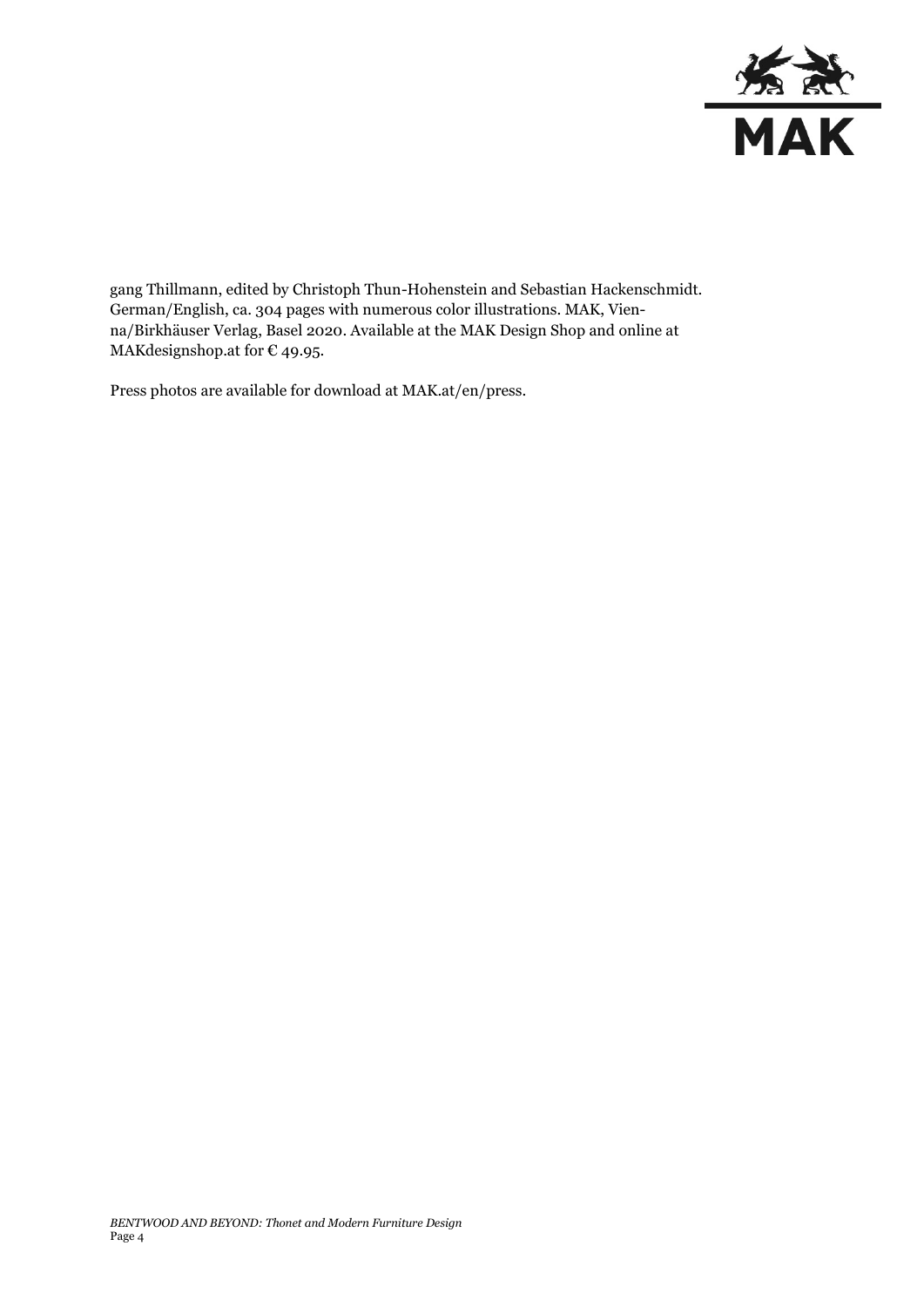gang Thillmann, edited by Christoph Thun-Hohenstein and Sebastian Hackenschmidt. German/English, ca. 304 pages with numerous color illustrations. MAK, Vienna/Birkhäuser Verlag, Basel 2020. Available at the MAK Design Shop and online at MAKdesignshop.at for € 49.95.

Press photos are available for download at MAK.at/en/press.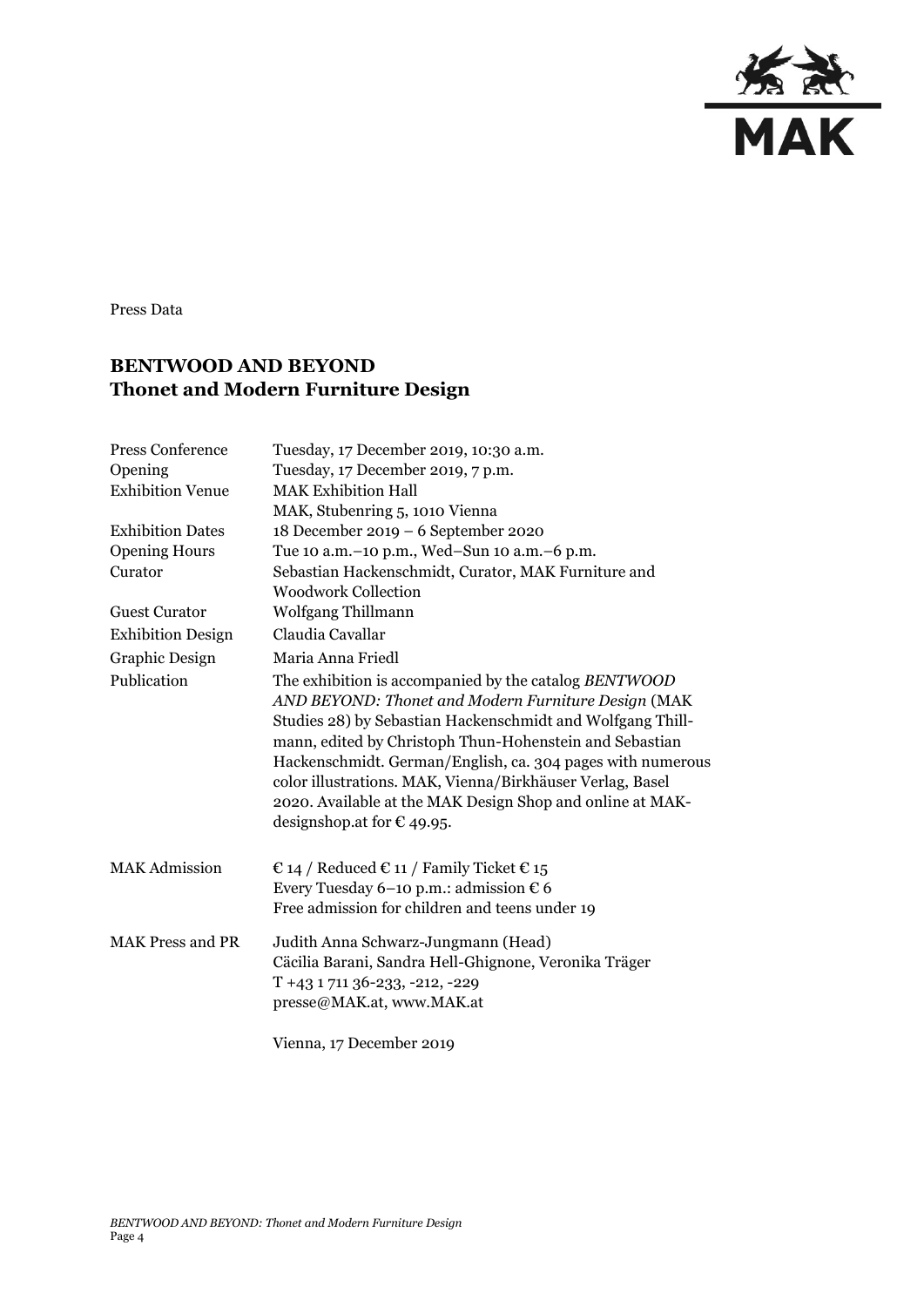Press Data

## BENTWOOD AND BEYOND
## Thonet and Modern Furniture Design

| | |
|---|---|
| Press Conference | Tuesday, 17 December 2019, 10:30 a.m. |
| Opening | Tuesday, 17 December 2019, 7 p.m. |
| Exhibition Venue | MAK Exhibition Hall<br>MAK, Stubenring 5, 1010 Vienna |
| Exhibition Dates | 18 December 2019 – 6 September 2020 |
| Opening Hours | Tue 10 a.m.–10 p.m., Wed–Sun 10 a.m.–6 p.m. |
| Curator | Sebastian Hackenschmidt, Curator, MAK Furniture and Woodwork Collection |
| Guest Curator | Wolfgang Thillmann |
| Exhibition Design | Claudia Cavallar |
| Graphic Design | Maria Anna Friedl |
| Publication | The exhibition is accompanied by the catalog *BENTWOOD AND BEYOND: Thonet and Modern Furniture Design* (MAK Studies 28) by Sebastian Hackenschmidt and Wolfgang Thillmann, edited by Christoph Thun-Hohenstein and Sebastian Hackenschmidt. German/English, ca. 304 pages with numerous color illustrations. MAK, Vienna/Birkhäuser Verlag, Basel 2020. Available at the MAK Design Shop and online at MAK-designshop.at for € 49.95. |
| MAK Admission | € 14 / Reduced € 11 / Family Ticket € 15<br>Every Tuesday 6–10 p.m.: admission € 6<br>Free admission for children and teens under 19 |
| MAK Press and PR | Judith Anna Schwarz-Jungmann (Head)<br>Cäcilia Barani, Sandra Hell-Ghignone, Veronika Träger<br>T +43 1 711 36-233, -212, -229<br>presse@MAK.at, www.MAK.at |

Vienna, 17 December 2019